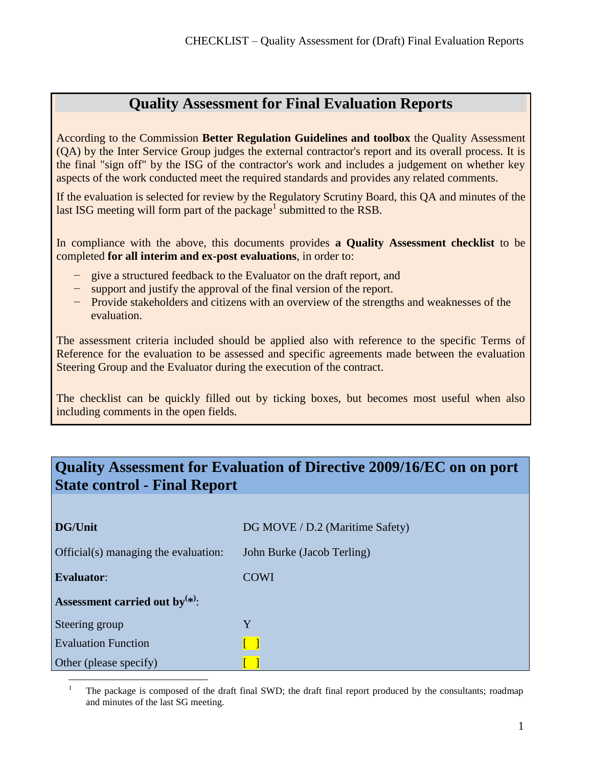## Quality Assessment for Final Evaluation Reports

According to the Commission **Better Regulation Guidelines and toolbox** the Quality Assessment (QA) by the Inter Service Group judges the external contractor's report and its overall process. It is the final "sign off" by the ISG of the contractor's work and includes a judgement on whether key aspects of the work conducted meet the required standards and provides any related comments.

If the evaluation is selected for review by the Regulatory Scrutiny Board, this QA and minutes of the last ISG meeting will form part of the package[1] submitted to the RSB.

In compliance with the above, this documents provides **a Quality Assessment checklist** to be completed **for all interim and ex-post evaluations**, in order to:

- give a structured feedback to the Evaluator on the draft report, and
- support and justify the approval of the final version of the report.
- Provide stakeholders and citizens with an overview of the strengths and weaknesses of the evaluation.

The assessment criteria included should be applied also with reference to the specific Terms of Reference for the evaluation to be assessed and specific agreements made between the evaluation Steering Group and the Evaluator during the execution of the contract.

The checklist can be quickly filled out by ticking boxes, but becomes most useful when also including comments in the open fields.

## Quality Assessment for Evaluation of Directive 2009/16/EC on on port State control - Final Report

| | |
|---|---|
| **DG/Unit** | DG MOVE / D.2 (Maritime Safety) |
| Official(s) managing the evaluation: | John Burke (Jacob Terling) |
| **Evaluator**: | COWI |
| **Assessment carried out by**[(*)]: | |
| Steering group | Y |
| Evaluation Function | [ ] |
| Other (please specify) | [ ] |

[1] The package is composed of the draft final SWD; the draft final report produced by the consultants; roadmap and minutes of the last SG meeting.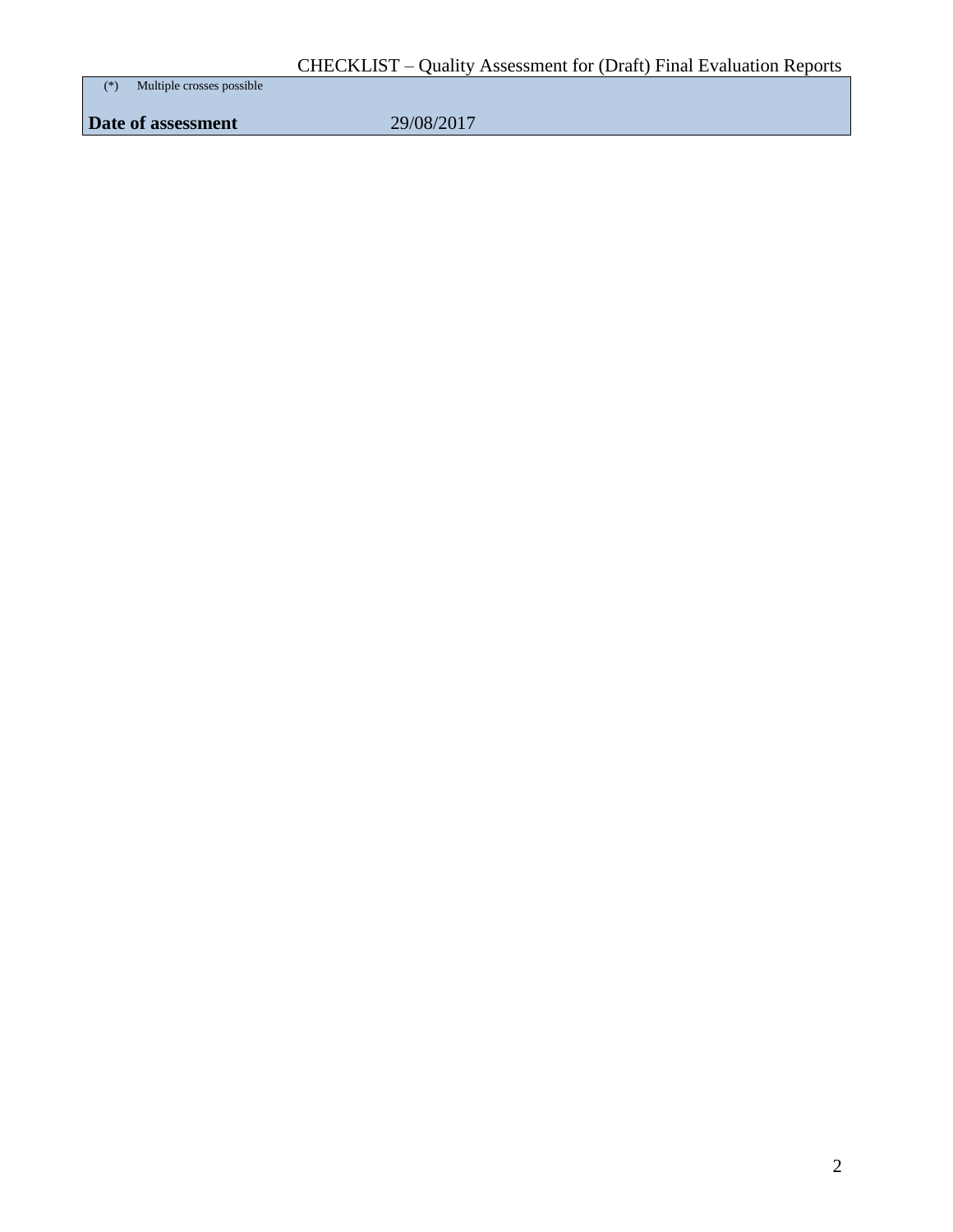| (*) Multiple crosses possible | |
|---|---|
| **Date of assessment** | 29/08/2017 |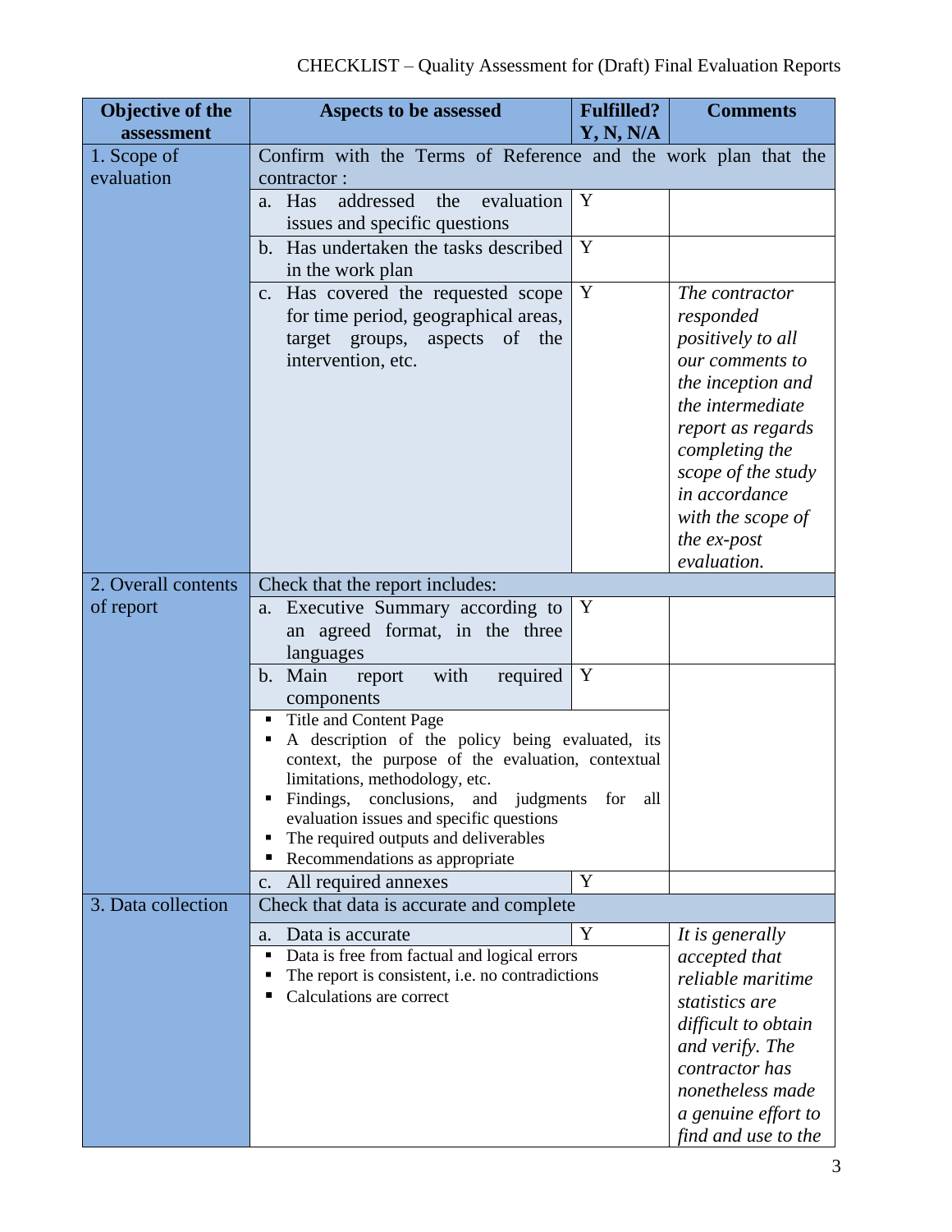CHECKLIST – Quality Assessment for (Draft) Final Evaluation Reports

| Objective of the assessment | Aspects to be assessed | Fulfilled? Y, N, N/A | Comments |
|---|---|---|---|
| 1. Scope of evaluation | Confirm with the Terms of Reference and the work plan that the contractor : | | |
| | a. Has addressed the evaluation issues and specific questions | Y | |
| | b. Has undertaken the tasks described in the work plan | Y | |
| | c. Has covered the requested scope for time period, geographical areas, target groups, aspects of the intervention, etc. | Y | *The contractor responded positively to all our comments to the inception and the intermediate report as regards completing the scope of the study in accordance with the scope of the ex-post evaluation.* |
| 2. Overall contents of report | Check that the report includes: | | |
| | a. Executive Summary according to an agreed format, in the three languages | Y | |
| | b. Main report with required components<br>▪ Title and Content Page<br>▪ A description of the policy being evaluated, its context, the purpose of the evaluation, contextual limitations, methodology, etc.<br>▪ Findings, conclusions, and judgments for all evaluation issues and specific questions<br>▪ The required outputs and deliverables<br>▪ Recommendations as appropriate | Y | |
| | c. All required annexes | Y | |
| 3. Data collection | Check that data is accurate and complete | | |
| | a. Data is accurate<br>▪ Data is free from factual and logical errors<br>▪ The report is consistent, i.e. no contradictions<br>▪ Calculations are correct | Y | *It is generally accepted that reliable maritime statistics are difficult to obtain and verify. The contractor has nonetheless made a genuine effort to find and use to the* |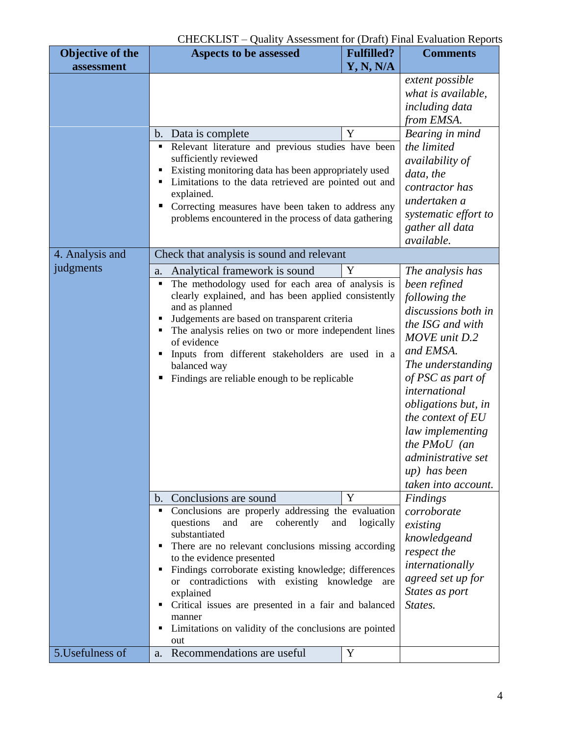CHECKLIST – Quality Assessment for (Draft) Final Evaluation Reports

| Objective of the assessment | Aspects to be assessed | Fulfilled? Y, N, N/A | Comments |
|---|---|---|---|
| | | | *extent possible what is available, including data from EMSA.* |
| | b. Data is complete<br>▪ Relevant literature and previous studies have been sufficiently reviewed<br>▪ Existing monitoring data has been appropriately used<br>▪ Limitations to the data retrieved are pointed out and explained.<br>▪ Correcting measures have been taken to address any problems encountered in the process of data gathering | Y | *Bearing in mind the limited availability of data, the contractor has undertaken a systematic effort to gather all data available.* |
| 4. Analysis and judgments | Check that analysis is sound and relevant | | |
| | a. Analytical framework is sound<br>▪ The methodology used for each area of analysis is clearly explained, and has been applied consistently and as planned<br>▪ Judgements are based on transparent criteria<br>▪ The analysis relies on two or more independent lines of evidence<br>▪ Inputs from different stakeholders are used in a balanced way<br>▪ Findings are reliable enough to be replicable | Y | *The analysis has been refined following the discussions both in the ISG and with MOVE unit D.2 and EMSA. The understanding of PSC as part of international obligations but, in the context of EU law implementing the PMoU (an administrative set up) has been taken into account.* |
| | b. Conclusions are sound<br>▪ Conclusions are properly addressing the evaluation questions and are coherently and logically substantiated<br>▪ There are no relevant conclusions missing according to the evidence presented<br>▪ Findings corroborate existing knowledge; differences or contradictions with existing knowledge are explained<br>▪ Critical issues are presented in a fair and balanced manner<br>▪ Limitations on validity of the conclusions are pointed out | Y | *Findings corroborate existing knowledgeand respect the internationally agreed set up for States as port States.* |
| 5.Usefulness of | a. Recommendations are useful | Y | |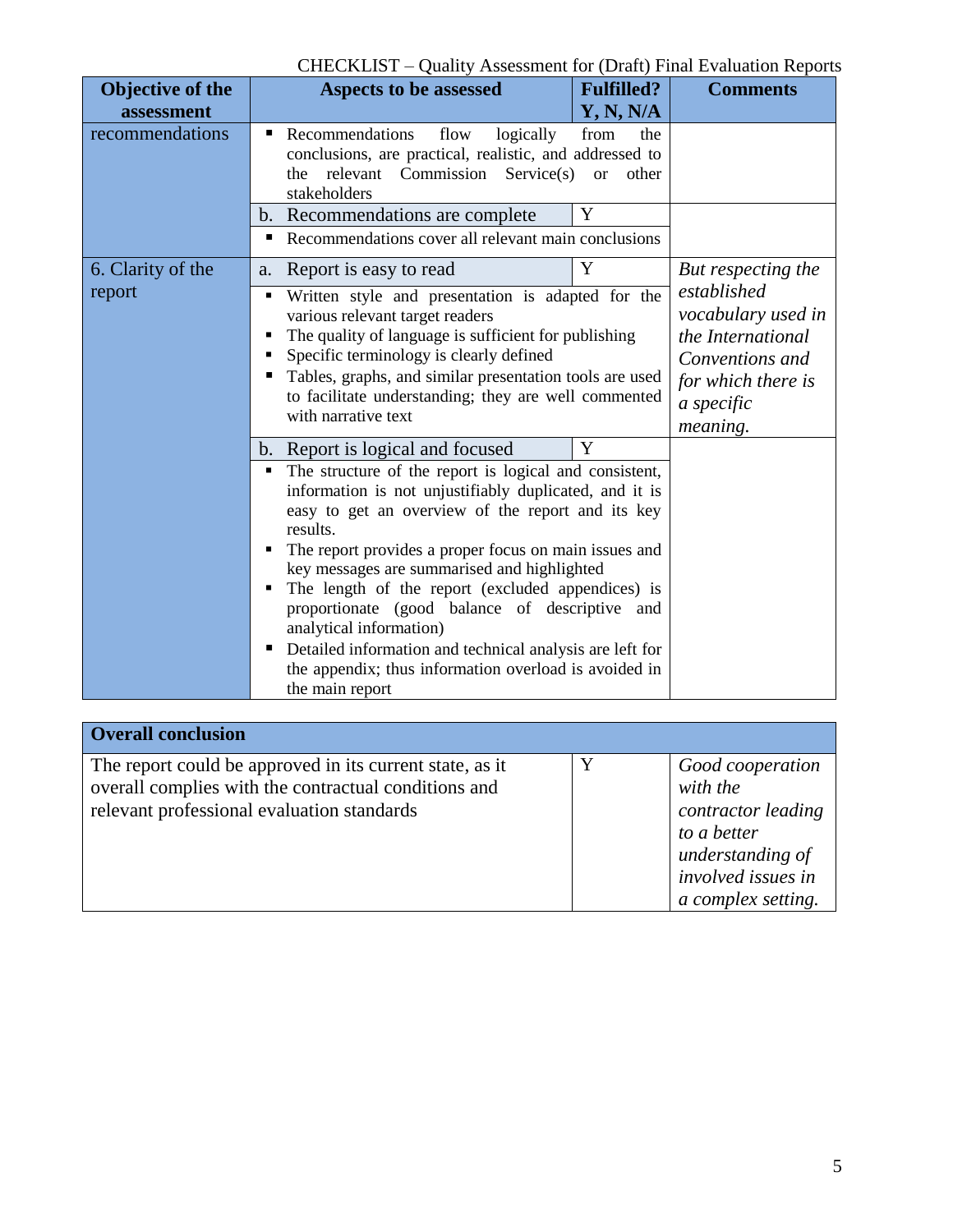CHECKLIST – Quality Assessment for (Draft) Final Evaluation Reports

| Objective of the assessment | Aspects to be assessed | Fulfilled? Y, N, N/A | Comments |
|---|---|---|---|
| recommendations | ▪ Recommendations flow logically from the conclusions, are practical, realistic, and addressed to the relevant Commission Service(s) or other stakeholders | | |
| | b. Recommendations are complete | Y | |
| | ▪ Recommendations cover all relevant main conclusions | | |
| 6. Clarity of the report | a. Report is easy to read | Y | *But respecting the established vocabulary used in the International Conventions and for which there is a specific meaning.* |
| | ▪ Written style and presentation is adapted for the various relevant target readers<br>▪ The quality of language is sufficient for publishing<br>▪ Specific terminology is clearly defined<br>▪ Tables, graphs, and similar presentation tools are used to facilitate understanding; they are well commented with narrative text | | |
| | b. Report is logical and focused | Y | |
| | ▪ The structure of the report is logical and consistent, information is not unjustifiably duplicated, and it is easy to get an overview of the report and its key results.<br>▪ The report provides a proper focus on main issues and key messages are summarised and highlighted<br>▪ The length of the report (excluded appendices) is proportionate (good balance of descriptive and analytical information)<br>▪ Detailed information and technical analysis are left for the appendix; thus information overload is avoided in the main report | | |

| Overall conclusion | | |
|---|---|---|
| The report could be approved in its current state, as it overall complies with the contractual conditions and relevant professional evaluation standards | Y | *Good cooperation with the contractor leading to a better understanding of involved issues in a complex setting.* |